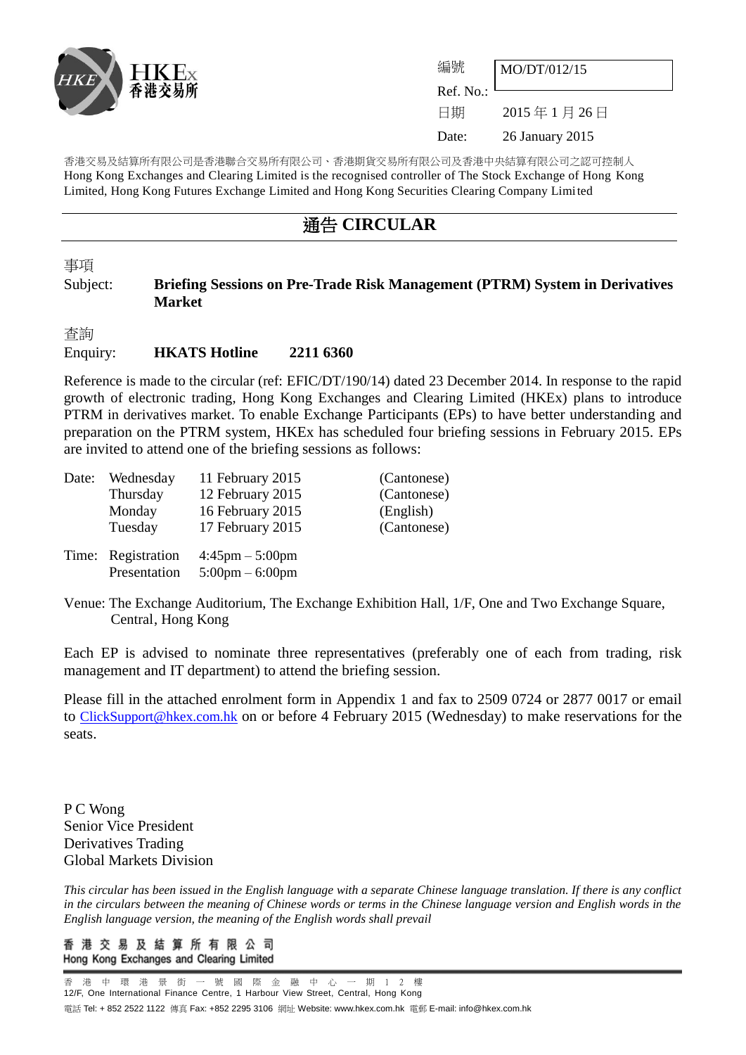HKEx 香港交易所

| | |
|---|---|
| 編號 Ref. No.: | MO/DT/012/15 |
| 日期 Date: | 2015 年 1 月 26 日 26 January 2015 |

香港交易及結算所有限公司是香港聯合交易所有限公司、香港期貨交易所有限公司及香港中央結算有限公司之認可控制人
Hong Kong Exchanges and Clearing Limited is the recognised controller of The Stock Exchange of Hong Kong Limited, Hong Kong Futures Exchange Limited and Hong Kong Securities Clearing Company Limited

# 通告 CIRCULAR

事項
Subject: **Briefing Sessions on Pre-Trade Risk Management (PTRM) System in Derivatives Market**

查詢
Enquiry: **HKATS Hotline 2211 6360**

Reference is made to the circular (ref: EFIC/DT/190/14) dated 23 December 2014. In response to the rapid growth of electronic trading, Hong Kong Exchanges and Clearing Limited (HKEx) plans to introduce PTRM in derivatives market. To enable Exchange Participants (EPs) to have better understanding and preparation on the PTRM system, HKEx has scheduled four briefing sessions in February 2015. EPs are invited to attend one of the briefing sessions as follows:

| | | | |
|---|---|---|---|
| Date: | Wednesday | 11 February 2015 | (Cantonese) |
| | Thursday | 12 February 2015 | (Cantonese) |
| | Monday | 16 February 2015 | (English) |
| | Tuesday | 17 February 2015 | (Cantonese) |
| Time: | Registration | 4:45pm – 5:00pm | |
| | Presentation | 5:00pm – 6:00pm | |

Venue: The Exchange Auditorium, The Exchange Exhibition Hall, 1/F, One and Two Exchange Square, Central, Hong Kong

Each EP is advised to nominate three representatives (preferably one of each from trading, risk management and IT department) to attend the briefing session.

Please fill in the attached enrolment form in Appendix 1 and fax to 2509 0724 or 2877 0017 or email to ClickSupport@hkex.com.hk on or before 4 February 2015 (Wednesday) to make reservations for the seats.

P C Wong
Senior Vice President
Derivatives Trading
Global Markets Division

*This circular has been issued in the English language with a separate Chinese language translation. If there is any conflict in the circulars between the meaning of Chinese words or terms in the Chinese language version and English words in the English language version, the meaning of the English words shall prevail*

香港交易及結算所有限公司
Hong Kong Exchanges and Clearing Limited

香港中環港景街一號國際金融中心一期12樓
12/F, One International Finance Centre, 1 Harbour View Street, Central, Hong Kong
電話 Tel: + 852 2522 1122 傳真 Fax: +852 2295 3106 網址 Website: www.hkex.com.hk 電郵 E-mail: info@hkex.com.hk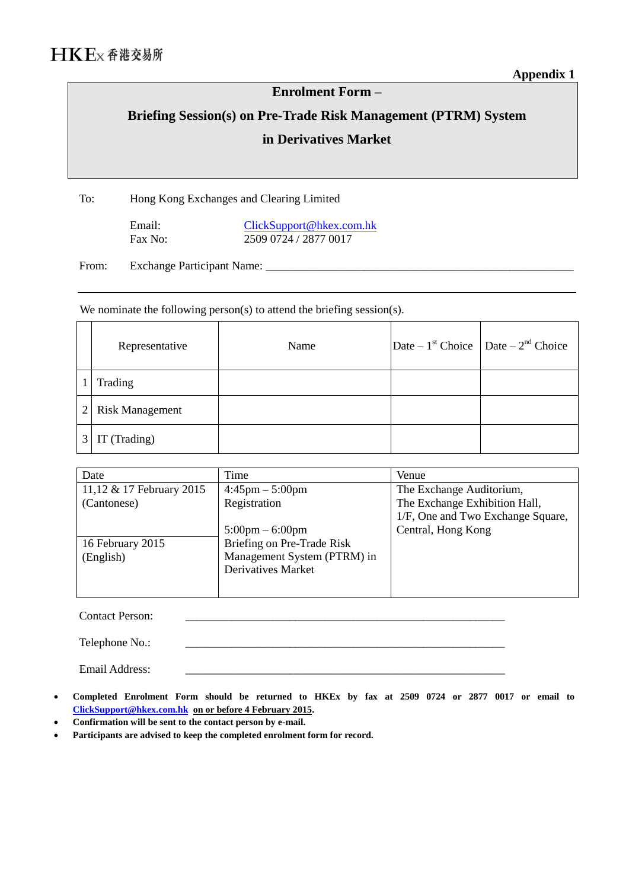HKEx 香港交易所

**Appendix 1**

**Enrolment Form –**

**Briefing Session(s) on Pre-Trade Risk Management (PTRM) System in Derivatives Market**

To: Hong Kong Exchanges and Clearing Limited

Email: ClickSupport@hkex.com.hk
Fax No: 2509 0724 / 2877 0017

From: Exchange Participant Name: ______________________________________________________

---

We nominate the following person(s) to attend the briefing session(s).

| | Representative | Name | Date – 1st Choice | Date – 2nd Choice |
|---|---|---|---|---|
| 1 | Trading | | | |
| 2 | Risk Management | | | |
| 3 | IT (Trading) | | | |

| Date | Time | Venue |
|---|---|---|
| 11,12 & 17 February 2015 (Cantonese) | 4:45pm – 5:00pm Registration<br><br>5:00pm – 6:00pm Briefing on Pre-Trade Risk Management System (PTRM) in Derivatives Market | The Exchange Auditorium, The Exchange Exhibition Hall, 1/F, One and Two Exchange Square, Central, Hong Kong |
| 16 February 2015 (English) | | |

Contact Person: ______________________________________________________

Telephone No.: ______________________________________________________

Email Address: ______________________________________________________

- **Completed Enrolment Form should be returned to HKEx by fax at 2509 0724 or 2877 0017 or email to ClickSupport@hkex.com.hk on or before 4 February 2015.**
- **Confirmation will be sent to the contact person by e-mail.**
- **Participants are advised to keep the completed enrolment form for record.**